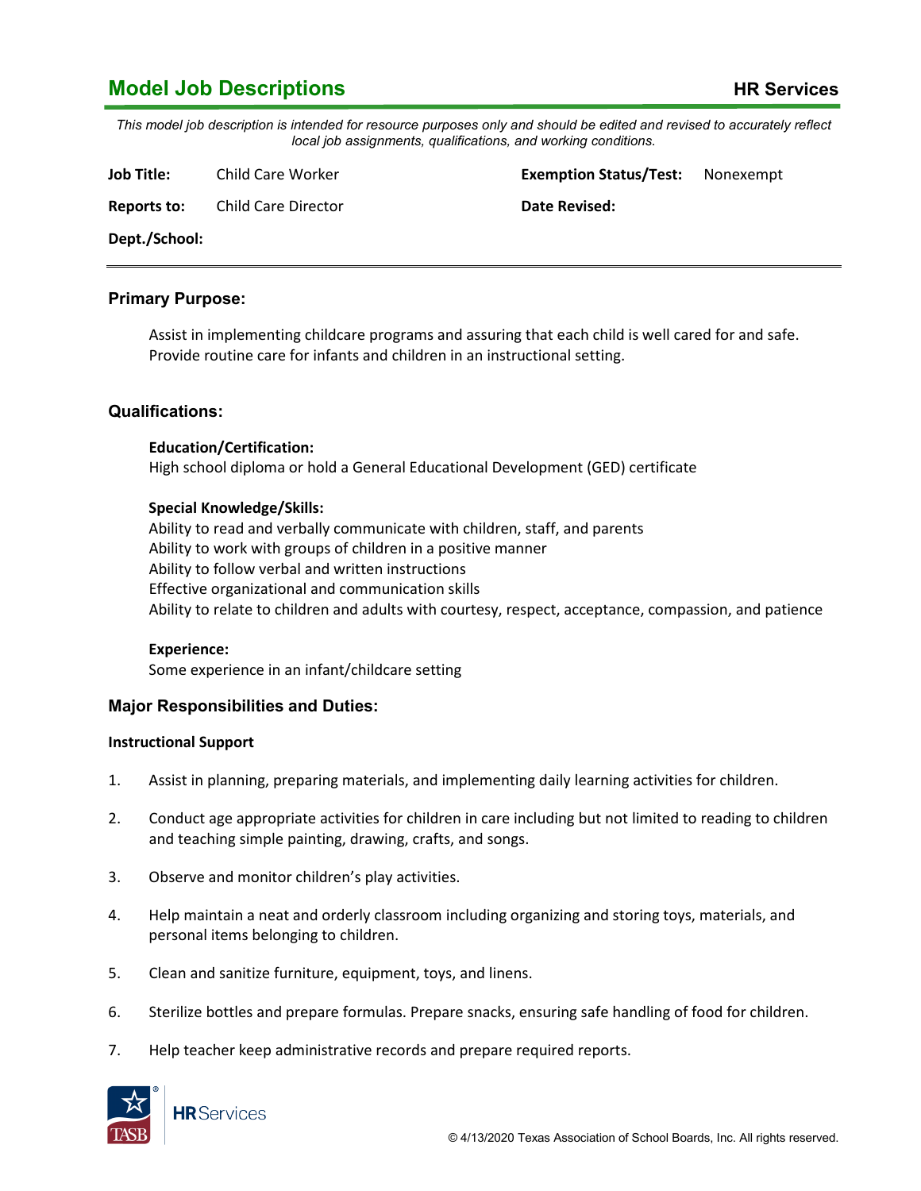# Model Job Descriptions

**HR Services**

*This model job description is intended for resource purposes only and should be edited and revised to accurately reflect local job assignments, qualifications, and working conditions.*

| | | | |
|---|---|---|---|
| **Job Title:** | Child Care Worker | **Exemption Status/Test:** | Nonexempt |
| **Reports to:** | Child Care Director | **Date Revised:** | |
| **Dept./School:** | | | |

## Primary Purpose:

Assist in implementing childcare programs and assuring that each child is well cared for and safe. Provide routine care for infants and children in an instructional setting.

## Qualifications:

**Education/Certification:**
High school diploma or hold a General Educational Development (GED) certificate

**Special Knowledge/Skills:**
Ability to read and verbally communicate with children, staff, and parents
Ability to work with groups of children in a positive manner
Ability to follow verbal and written instructions
Effective organizational and communication skills
Ability to relate to children and adults with courtesy, respect, acceptance, compassion, and patience

**Experience:**
Some experience in an infant/childcare setting

## Major Responsibilities and Duties:

**Instructional Support**

1. Assist in planning, preparing materials, and implementing daily learning activities for children.
2. Conduct age appropriate activities for children in care including but not limited to reading to children and teaching simple painting, drawing, crafts, and songs.
3. Observe and monitor children's play activities.
4. Help maintain a neat and orderly classroom including organizing and storing toys, materials, and personal items belonging to children.
5. Clean and sanitize furniture, equipment, toys, and linens.
6. Sterilize bottles and prepare formulas. Prepare snacks, ensuring safe handling of food for children.
7. Help teacher keep administrative records and prepare required reports.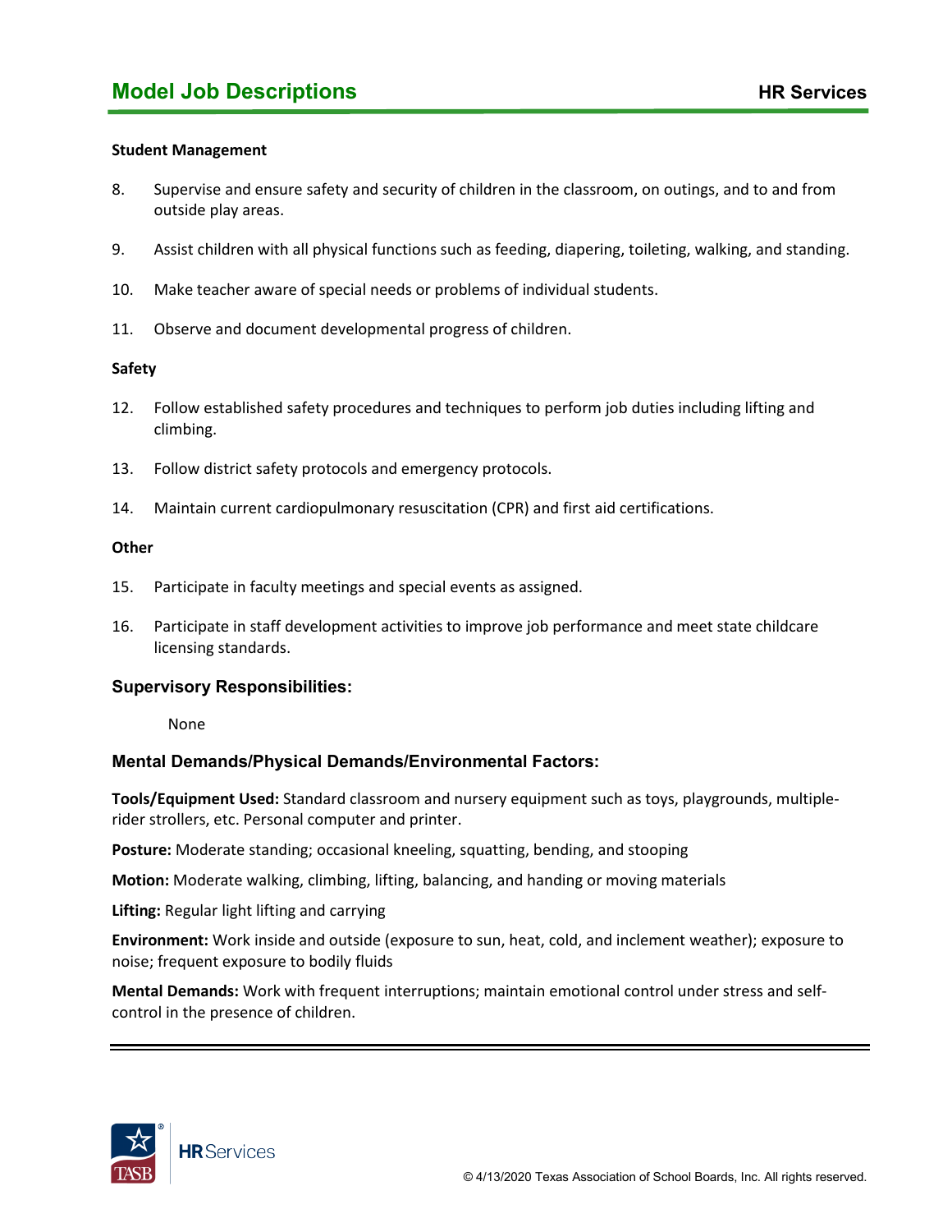**Student Management**

8. Supervise and ensure safety and security of children in the classroom, on outings, and to and from outside play areas.

9. Assist children with all physical functions such as feeding, diapering, toileting, walking, and standing.

10. Make teacher aware of special needs or problems of individual students.

11. Observe and document developmental progress of children.

**Safety**

12. Follow established safety procedures and techniques to perform job duties including lifting and climbing.

13. Follow district safety protocols and emergency protocols.

14. Maintain current cardiopulmonary resuscitation (CPR) and first aid certifications.

**Other**

15. Participate in faculty meetings and special events as assigned.

16. Participate in staff development activities to improve job performance and meet state childcare licensing standards.

### Supervisory Responsibilities:

None

### Mental Demands/Physical Demands/Environmental Factors:

**Tools/Equipment Used:** Standard classroom and nursery equipment such as toys, playgrounds, multiple-rider strollers, etc. Personal computer and printer.

**Posture:** Moderate standing; occasional kneeling, squatting, bending, and stooping

**Motion:** Moderate walking, climbing, lifting, balancing, and handing or moving materials

**Lifting:** Regular light lifting and carrying

**Environment:** Work inside and outside (exposure to sun, heat, cold, and inclement weather); exposure to noise; frequent exposure to bodily fluids

**Mental Demands:** Work with frequent interruptions; maintain emotional control under stress and self-control in the presence of children.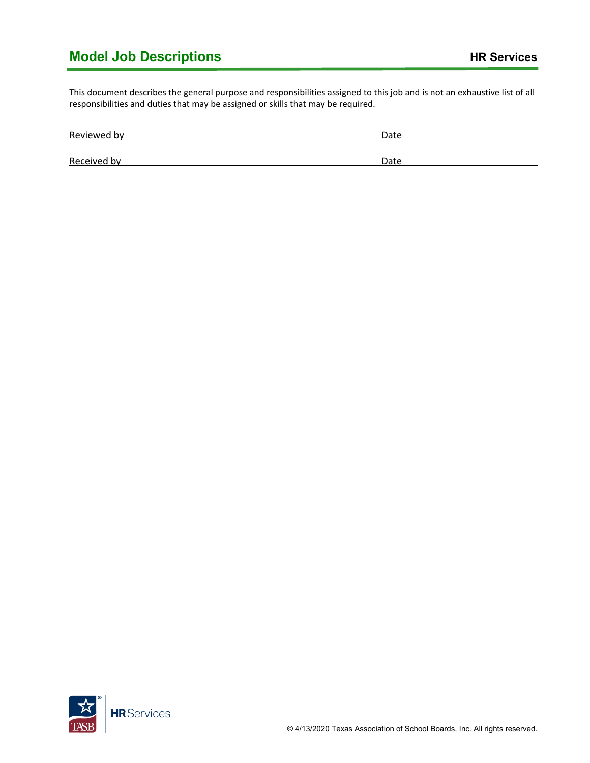This document describes the general purpose and responsibilities assigned to this job and is not an exhaustive list of all responsibilities and duties that may be assigned or skills that may be required.

Reviewed by \_\_\_\_\_\_\_\_\_\_\_\_\_\_\_\_\_\_\_\_\_\_\_\_\_\_\_\_\_\_ Date \_\_\_\_\_\_\_\_\_\_\_\_\_\_\_\_

Received by \_\_\_\_\_\_\_\_\_\_\_\_\_\_\_\_\_\_\_\_\_\_\_\_\_\_\_\_\_\_ Date \_\_\_\_\_\_\_\_\_\_\_\_\_\_\_\_

© 4/13/2020 Texas Association of School Boards, Inc. All rights reserved.